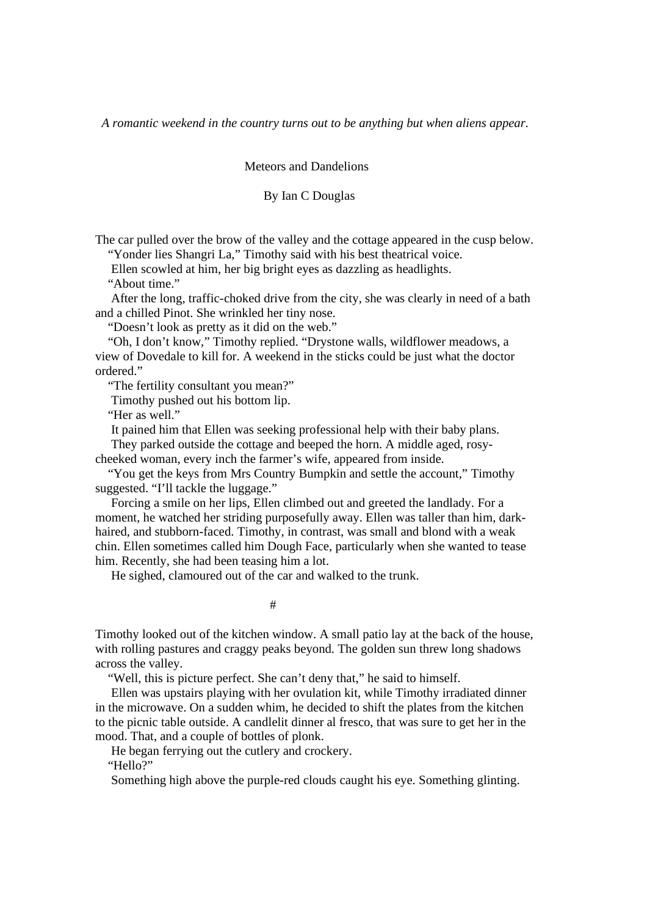*A romantic weekend in the country turns out to be anything but when aliens appear.*

# Meteors and Dandelions

By Ian C Douglas

The car pulled over the brow of the valley and the cottage appeared in the cusp below.

"Yonder lies Shangri La," Timothy said with his best theatrical voice.

Ellen scowled at him, her big bright eyes as dazzling as headlights.

"About time."

After the long, traffic-choked drive from the city, she was clearly in need of a bath and a chilled Pinot. She wrinkled her tiny nose.

"Doesn't look as pretty as it did on the web."

"Oh, I don't know," Timothy replied. "Drystone walls, wildflower meadows, a view of Dovedale to kill for. A weekend in the sticks could be just what the doctor ordered."

"The fertility consultant you mean?"

Timothy pushed out his bottom lip.

"Her as well."

It pained him that Ellen was seeking professional help with their baby plans.

They parked outside the cottage and beeped the horn. A middle aged, rosy-cheeked woman, every inch the farmer's wife, appeared from inside.

"You get the keys from Mrs Country Bumpkin and settle the account," Timothy suggested. "I'll tackle the luggage."

Forcing a smile on her lips, Ellen climbed out and greeted the landlady. For a moment, he watched her striding purposefully away. Ellen was taller than him, dark-haired, and stubborn-faced. Timothy, in contrast, was small and blond with a weak chin. Ellen sometimes called him Dough Face, particularly when she wanted to tease him. Recently, she had been teasing him a lot.

He sighed, clamoured out of the car and walked to the trunk.

#

Timothy looked out of the kitchen window. A small patio lay at the back of the house, with rolling pastures and craggy peaks beyond. The golden sun threw long shadows across the valley.

"Well, this is picture perfect. She can't deny that," he said to himself.

Ellen was upstairs playing with her ovulation kit, while Timothy irradiated dinner in the microwave. On a sudden whim, he decided to shift the plates from the kitchen to the picnic table outside. A candlelit dinner al fresco, that was sure to get her in the mood. That, and a couple of bottles of plonk.

He began ferrying out the cutlery and crockery.

"Hello?"

Something high above the purple-red clouds caught his eye. Something glinting.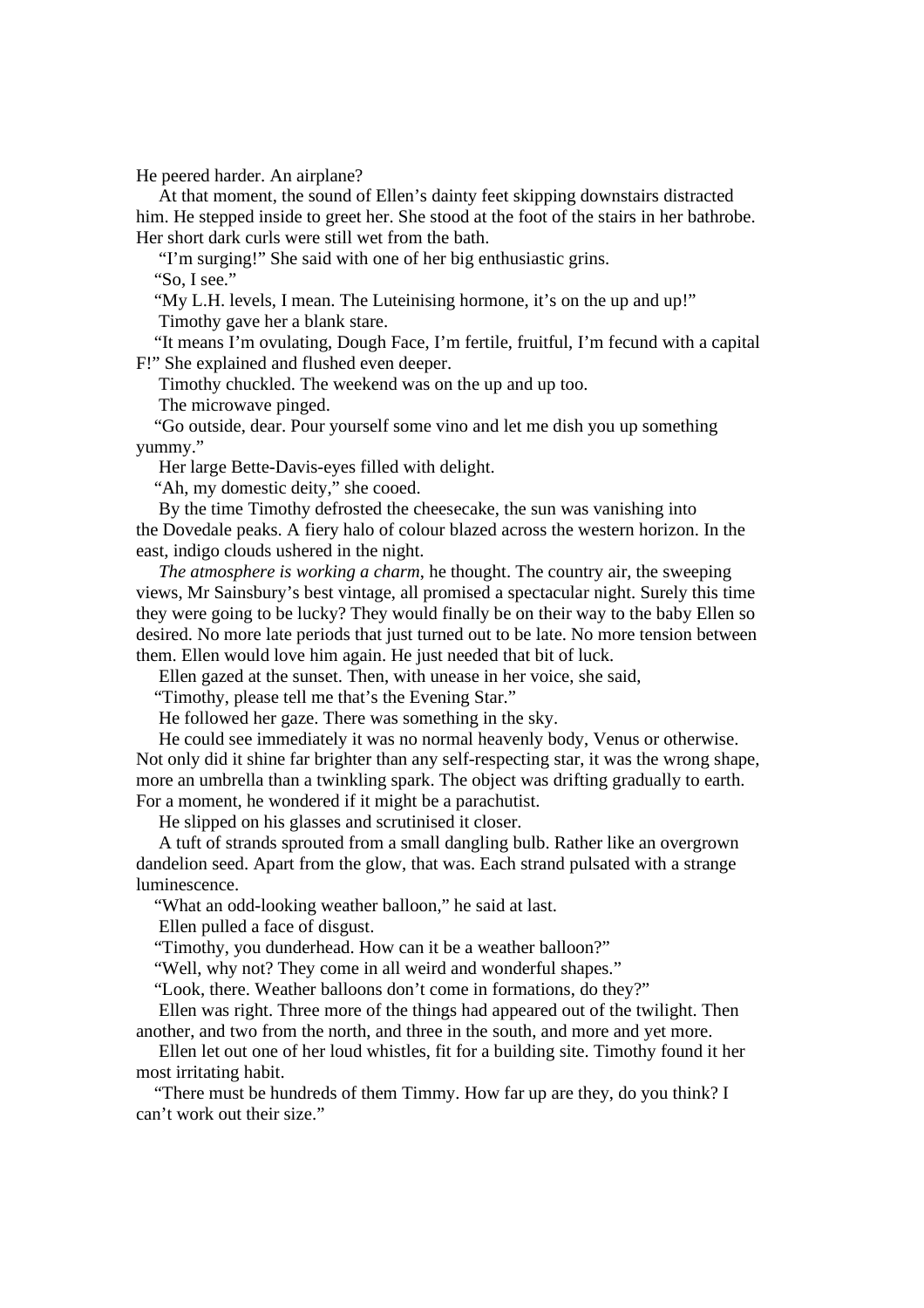He peered harder. An airplane?

At that moment, the sound of Ellen's dainty feet skipping downstairs distracted him. He stepped inside to greet her. She stood at the foot of the stairs in her bathrobe. Her short dark curls were still wet from the bath.

"I'm surging!" She said with one of her big enthusiastic grins.

"So, I see."

"My L.H. levels, I mean. The Luteinising hormone, it's on the up and up!"

Timothy gave her a blank stare.

"It means I'm ovulating, Dough Face, I'm fertile, fruitful, I'm fecund with a capital F!" She explained and flushed even deeper.

Timothy chuckled. The weekend was on the up and up too.

The microwave pinged.

"Go outside, dear. Pour yourself some vino and let me dish you up something yummy."

Her large Bette-Davis-eyes filled with delight.

"Ah, my domestic deity," she cooed.

By the time Timothy defrosted the cheesecake, the sun was vanishing into the Dovedale peaks. A fiery halo of colour blazed across the western horizon. In the east, indigo clouds ushered in the night.

*The atmosphere is working a charm*, he thought. The country air, the sweeping views, Mr Sainsbury's best vintage, all promised a spectacular night. Surely this time they were going to be lucky? They would finally be on their way to the baby Ellen so desired. No more late periods that just turned out to be late. No more tension between them. Ellen would love him again. He just needed that bit of luck.

Ellen gazed at the sunset. Then, with unease in her voice, she said,

"Timothy, please tell me that's the Evening Star."

He followed her gaze. There was something in the sky.

He could see immediately it was no normal heavenly body, Venus or otherwise. Not only did it shine far brighter than any self-respecting star, it was the wrong shape, more an umbrella than a twinkling spark. The object was drifting gradually to earth. For a moment, he wondered if it might be a parachutist.

He slipped on his glasses and scrutinised it closer.

A tuft of strands sprouted from a small dangling bulb. Rather like an overgrown dandelion seed. Apart from the glow, that was. Each strand pulsated with a strange luminescence.

"What an odd-looking weather balloon," he said at last.

Ellen pulled a face of disgust.

"Timothy, you dunderhead. How can it be a weather balloon?"

"Well, why not? They come in all weird and wonderful shapes."

"Look, there. Weather balloons don't come in formations, do they?"

Ellen was right. Three more of the things had appeared out of the twilight. Then another, and two from the north, and three in the south, and more and yet more.

Ellen let out one of her loud whistles, fit for a building site. Timothy found it her most irritating habit.

"There must be hundreds of them Timmy. How far up are they, do you think? I can't work out their size."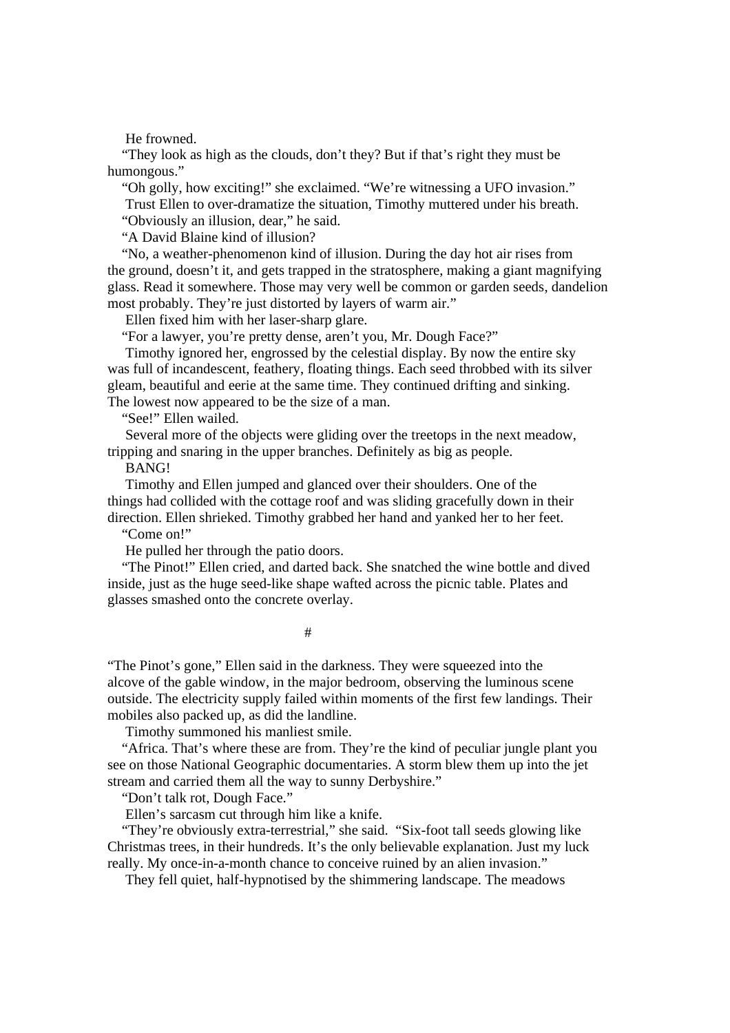He frowned.

"They look as high as the clouds, don't they? But if that's right they must be humongous."

"Oh golly, how exciting!" she exclaimed. "We're witnessing a UFO invasion."

Trust Ellen to over-dramatize the situation, Timothy muttered under his breath.

"Obviously an illusion, dear," he said.

"A David Blaine kind of illusion?

"No, a weather-phenomenon kind of illusion. During the day hot air rises from the ground, doesn't it, and gets trapped in the stratosphere, making a giant magnifying glass. Read it somewhere. Those may very well be common or garden seeds, dandelion most probably. They're just distorted by layers of warm air."

Ellen fixed him with her laser-sharp glare.

"For a lawyer, you're pretty dense, aren't you, Mr. Dough Face?"

Timothy ignored her, engrossed by the celestial display. By now the entire sky was full of incandescent, feathery, floating things. Each seed throbbed with its silver gleam, beautiful and eerie at the same time. They continued drifting and sinking. The lowest now appeared to be the size of a man.

"See!" Ellen wailed.

Several more of the objects were gliding over the treetops in the next meadow, tripping and snaring in the upper branches. Definitely as big as people.

BANG!

Timothy and Ellen jumped and glanced over their shoulders. One of the things had collided with the cottage roof and was sliding gracefully down in their direction. Ellen shrieked. Timothy grabbed her hand and yanked her to her feet.

"Come on!"

He pulled her through the patio doors.

"The Pinot!" Ellen cried, and darted back. She snatched the wine bottle and dived inside, just as the huge seed-like shape wafted across the picnic table. Plates and glasses smashed onto the concrete overlay.

#

"The Pinot's gone," Ellen said in the darkness. They were squeezed into the alcove of the gable window, in the major bedroom, observing the luminous scene outside. The electricity supply failed within moments of the first few landings. Their mobiles also packed up, as did the landline.

Timothy summoned his manliest smile.

"Africa. That's where these are from. They're the kind of peculiar jungle plant you see on those National Geographic documentaries. A storm blew them up into the jet stream and carried them all the way to sunny Derbyshire."

"Don't talk rot, Dough Face."

Ellen's sarcasm cut through him like a knife.

"They're obviously extra-terrestrial," she said. "Six-foot tall seeds glowing like Christmas trees, in their hundreds. It's the only believable explanation. Just my luck really. My once-in-a-month chance to conceive ruined by an alien invasion."

They fell quiet, half-hypnotised by the shimmering landscape. The meadows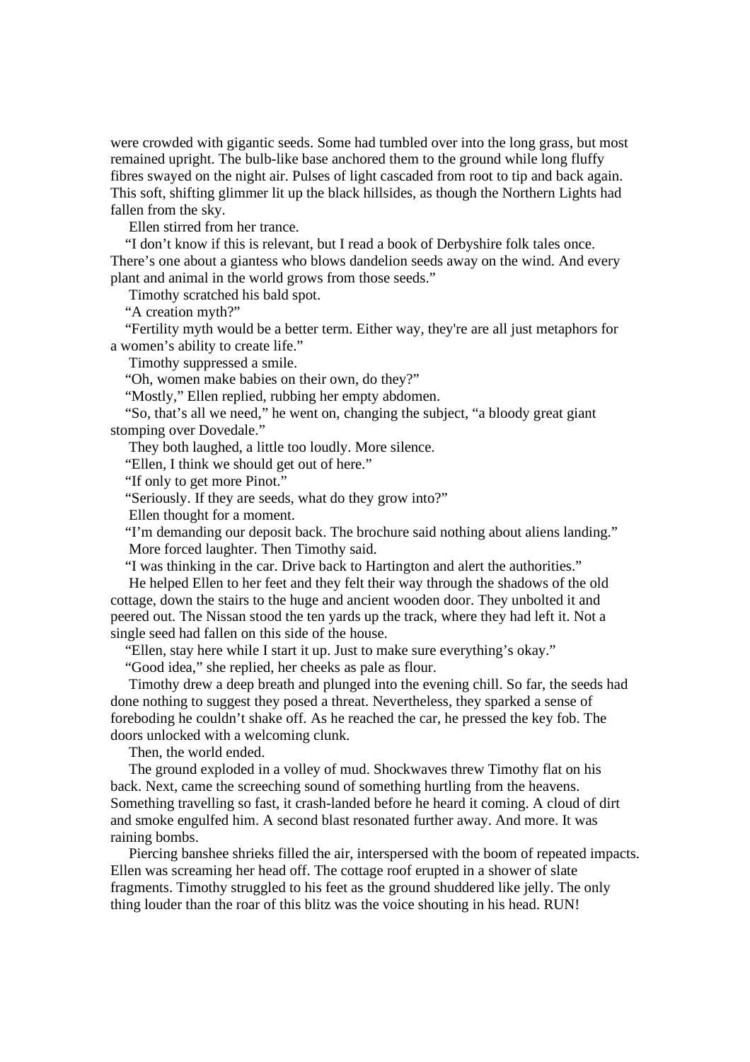were crowded with gigantic seeds. Some had tumbled over into the long grass, but most remained upright. The bulb-like base anchored them to the ground while long fluffy fibres swayed on the night air. Pulses of light cascaded from root to tip and back again. This soft, shifting glimmer lit up the black hillsides, as though the Northern Lights had fallen from the sky.

Ellen stirred from her trance.

"I don't know if this is relevant, but I read a book of Derbyshire folk tales once. There's one about a giantess who blows dandelion seeds away on the wind. And every plant and animal in the world grows from those seeds."

Timothy scratched his bald spot.

"A creation myth?"

"Fertility myth would be a better term. Either way, they're are all just metaphors for a women's ability to create life."

Timothy suppressed a smile.

"Oh, women make babies on their own, do they?"

"Mostly," Ellen replied, rubbing her empty abdomen.

"So, that's all we need," he went on, changing the subject, "a bloody great giant stomping over Dovedale."

They both laughed, a little too loudly. More silence.

"Ellen, I think we should get out of here."

"If only to get more Pinot."

"Seriously. If they are seeds, what do they grow into?"

Ellen thought for a moment.

"I'm demanding our deposit back. The brochure said nothing about aliens landing."

More forced laughter. Then Timothy said.

"I was thinking in the car. Drive back to Hartington and alert the authorities."

He helped Ellen to her feet and they felt their way through the shadows of the old cottage, down the stairs to the huge and ancient wooden door. They unbolted it and peered out. The Nissan stood the ten yards up the track, where they had left it. Not a single seed had fallen on this side of the house.

"Ellen, stay here while I start it up. Just to make sure everything's okay."

"Good idea," she replied, her cheeks as pale as flour.

Timothy drew a deep breath and plunged into the evening chill. So far, the seeds had done nothing to suggest they posed a threat. Nevertheless, they sparked a sense of foreboding he couldn't shake off. As he reached the car, he pressed the key fob. The doors unlocked with a welcoming clunk.

Then, the world ended.

The ground exploded in a volley of mud. Shockwaves threw Timothy flat on his back. Next, came the screeching sound of something hurtling from the heavens. Something travelling so fast, it crash-landed before he heard it coming. A cloud of dirt and smoke engulfed him. A second blast resonated further away. And more. It was raining bombs.

Piercing banshee shrieks filled the air, interspersed with the boom of repeated impacts. Ellen was screaming her head off. The cottage roof erupted in a shower of slate fragments. Timothy struggled to his feet as the ground shuddered like jelly. The only thing louder than the roar of this blitz was the voice shouting in his head. RUN!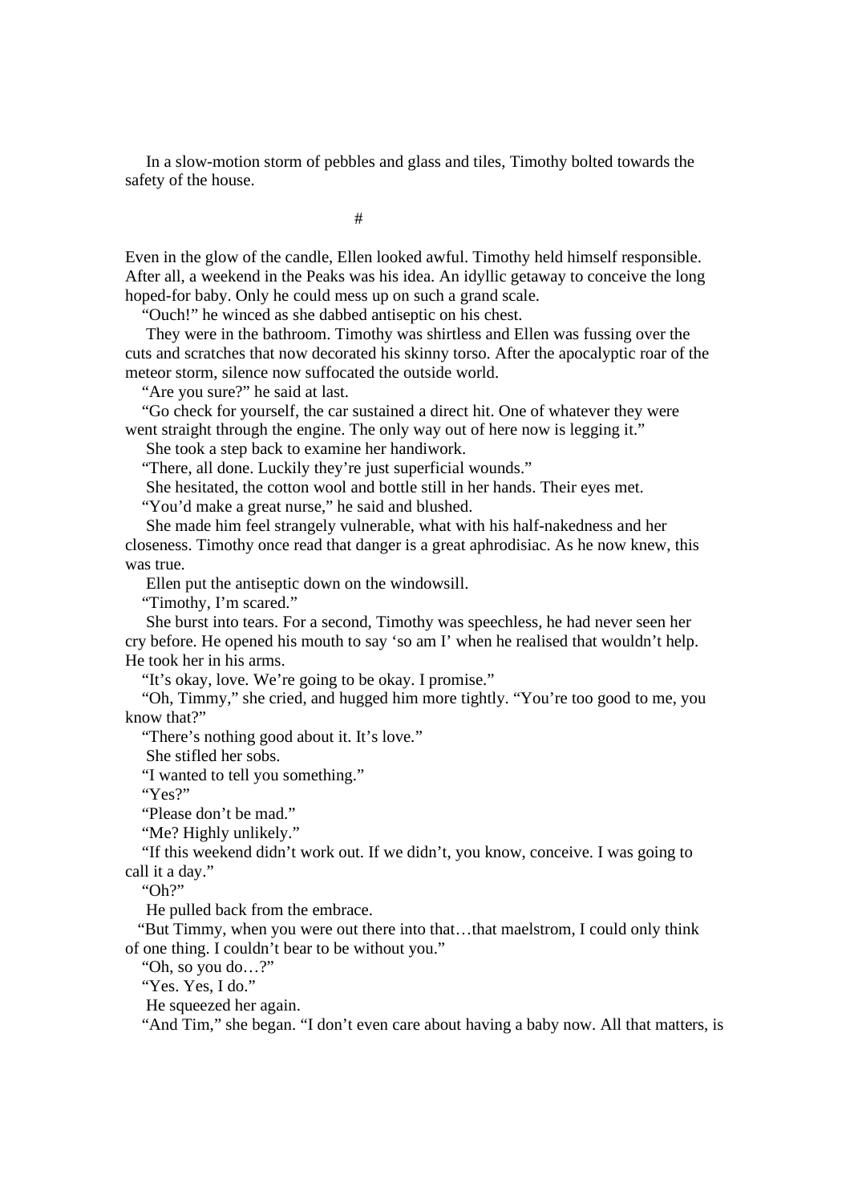In a slow-motion storm of pebbles and glass and tiles, Timothy bolted towards the safety of the house.

#

Even in the glow of the candle, Ellen looked awful. Timothy held himself responsible. After all, a weekend in the Peaks was his idea. An idyllic getaway to conceive the long hoped-for baby. Only he could mess up on such a grand scale.

"Ouch!" he winced as she dabbed antiseptic on his chest.

They were in the bathroom. Timothy was shirtless and Ellen was fussing over the cuts and scratches that now decorated his skinny torso. After the apocalyptic roar of the meteor storm, silence now suffocated the outside world.

"Are you sure?" he said at last.

"Go check for yourself, the car sustained a direct hit. One of whatever they were went straight through the engine. The only way out of here now is legging it."

She took a step back to examine her handiwork.

"There, all done. Luckily they're just superficial wounds."

She hesitated, the cotton wool and bottle still in her hands. Their eyes met.

"You'd make a great nurse," he said and blushed.

She made him feel strangely vulnerable, what with his half-nakedness and her closeness. Timothy once read that danger is a great aphrodisiac. As he now knew, this was true.

Ellen put the antiseptic down on the windowsill.

"Timothy, I'm scared."

She burst into tears. For a second, Timothy was speechless, he had never seen her cry before. He opened his mouth to say 'so am I' when he realised that wouldn't help. He took her in his arms.

"It's okay, love. We're going to be okay. I promise."

"Oh, Timmy," she cried, and hugged him more tightly. "You're too good to me, you know that?"

"There's nothing good about it. It's love."

She stifled her sobs.

"I wanted to tell you something."

"Yes?"

"Please don't be mad."

"Me? Highly unlikely."

"If this weekend didn't work out. If we didn't, you know, conceive. I was going to call it a day."

"Oh?"

He pulled back from the embrace.

"But Timmy, when you were out there into that…that maelstrom, I could only think of one thing. I couldn't bear to be without you."

"Oh, so you do…?"

"Yes. Yes, I do."

He squeezed her again.

"And Tim," she began. "I don't even care about having a baby now. All that matters, is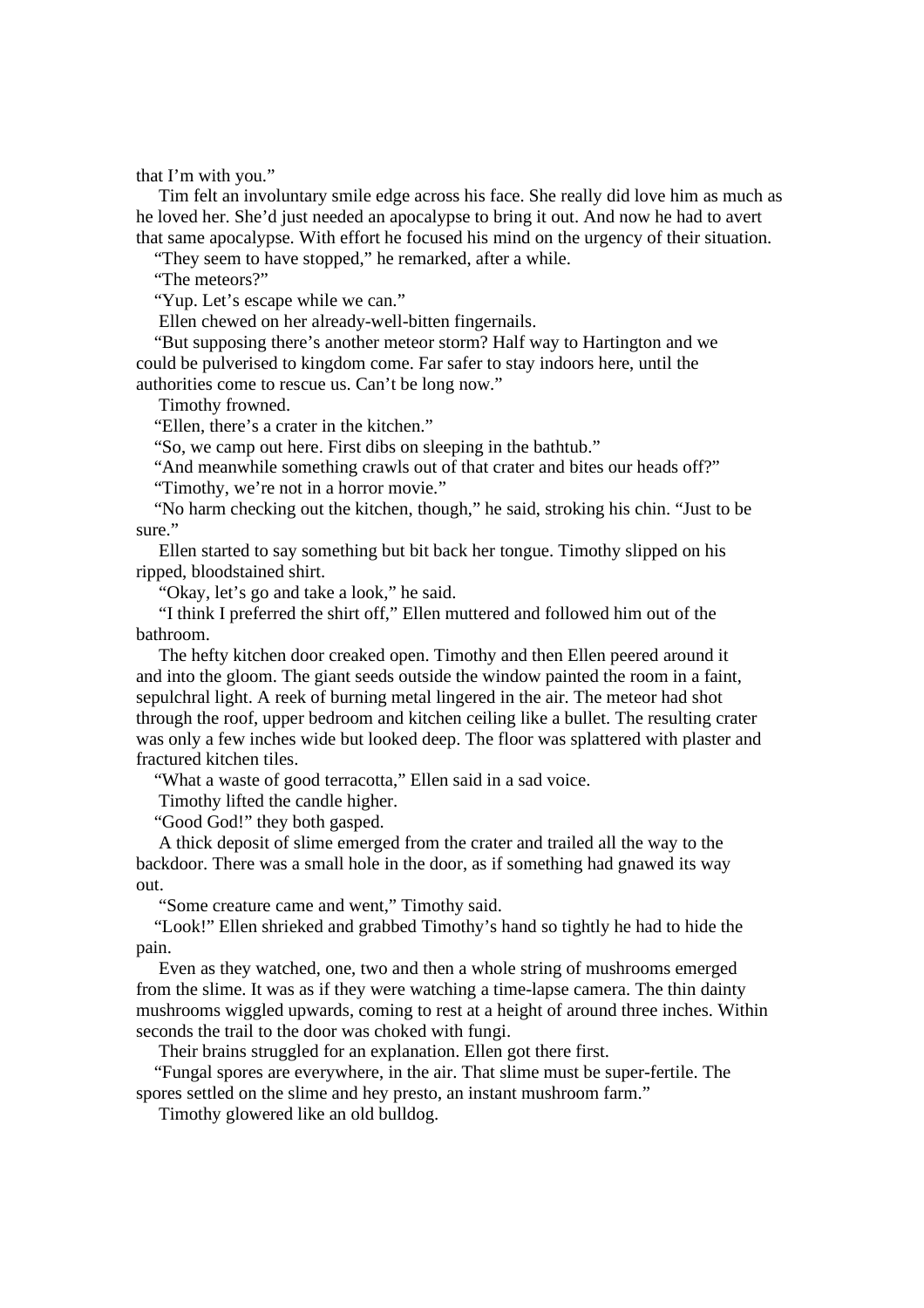that I'm with you."

Tim felt an involuntary smile edge across his face. She really did love him as much as he loved her. She'd just needed an apocalypse to bring it out. And now he had to avert that same apocalypse. With effort he focused his mind on the urgency of their situation.

"They seem to have stopped," he remarked, after a while.

"The meteors?"

"Yup. Let's escape while we can."

Ellen chewed on her already-well-bitten fingernails.

"But supposing there's another meteor storm? Half way to Hartington and we could be pulverised to kingdom come. Far safer to stay indoors here, until the authorities come to rescue us. Can't be long now."

Timothy frowned.

"Ellen, there's a crater in the kitchen."

"So, we camp out here. First dibs on sleeping in the bathtub."

"And meanwhile something crawls out of that crater and bites our heads off?"

"Timothy, we're not in a horror movie."

"No harm checking out the kitchen, though," he said, stroking his chin. "Just to be sure."

Ellen started to say something but bit back her tongue. Timothy slipped on his ripped, bloodstained shirt.

"Okay, let's go and take a look," he said.

"I think I preferred the shirt off," Ellen muttered and followed him out of the bathroom.

The hefty kitchen door creaked open. Timothy and then Ellen peered around it and into the gloom. The giant seeds outside the window painted the room in a faint, sepulchral light. A reek of burning metal lingered in the air. The meteor had shot through the roof, upper bedroom and kitchen ceiling like a bullet. The resulting crater was only a few inches wide but looked deep. The floor was splattered with plaster and fractured kitchen tiles.

"What a waste of good terracotta," Ellen said in a sad voice.

Timothy lifted the candle higher.

"Good God!" they both gasped.

A thick deposit of slime emerged from the crater and trailed all the way to the backdoor. There was a small hole in the door, as if something had gnawed its way out.

"Some creature came and went," Timothy said.

"Look!" Ellen shrieked and grabbed Timothy's hand so tightly he had to hide the pain.

Even as they watched, one, two and then a whole string of mushrooms emerged from the slime. It was as if they were watching a time-lapse camera. The thin dainty mushrooms wiggled upwards, coming to rest at a height of around three inches. Within seconds the trail to the door was choked with fungi.

Their brains struggled for an explanation. Ellen got there first.

"Fungal spores are everywhere, in the air. That slime must be super-fertile. The spores settled on the slime and hey presto, an instant mushroom farm."

Timothy glowered like an old bulldog.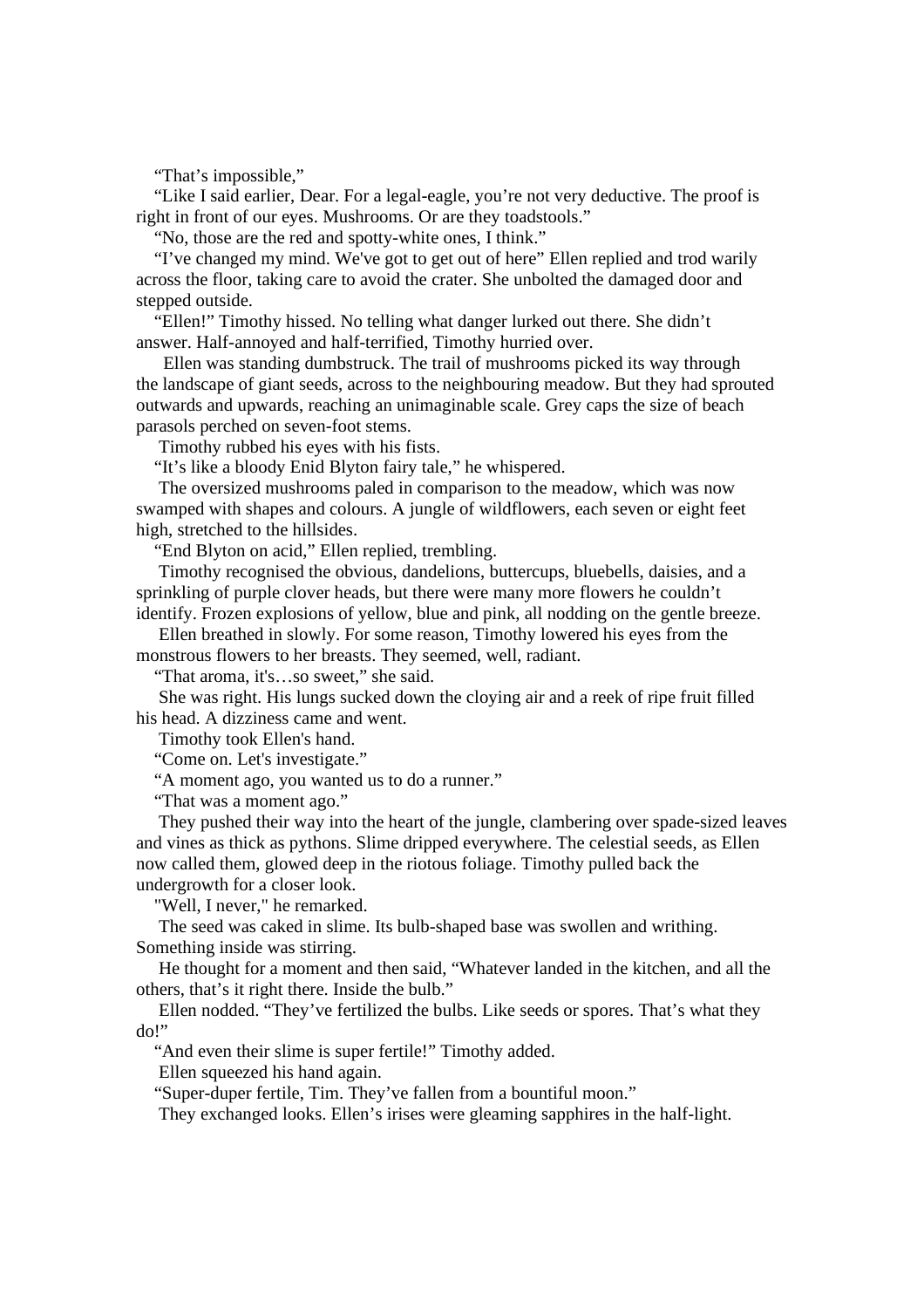"That's impossible,"

"Like I said earlier, Dear. For a legal-eagle, you're not very deductive. The proof is right in front of our eyes. Mushrooms. Or are they toadstools."

"No, those are the red and spotty-white ones, I think."

"I've changed my mind. We've got to get out of here" Ellen replied and trod warily across the floor, taking care to avoid the crater. She unbolted the damaged door and stepped outside.

"Ellen!" Timothy hissed. No telling what danger lurked out there. She didn't answer. Half-annoyed and half-terrified, Timothy hurried over.

Ellen was standing dumbstruck. The trail of mushrooms picked its way through the landscape of giant seeds, across to the neighbouring meadow. But they had sprouted outwards and upwards, reaching an unimaginable scale. Grey caps the size of beach parasols perched on seven-foot stems.

Timothy rubbed his eyes with his fists.

"It's like a bloody Enid Blyton fairy tale," he whispered.

The oversized mushrooms paled in comparison to the meadow, which was now swamped with shapes and colours. A jungle of wildflowers, each seven or eight feet high, stretched to the hillsides.

"End Blyton on acid," Ellen replied, trembling.

Timothy recognised the obvious, dandelions, buttercups, bluebells, daisies, and a sprinkling of purple clover heads, but there were many more flowers he couldn't identify. Frozen explosions of yellow, blue and pink, all nodding on the gentle breeze.

Ellen breathed in slowly. For some reason, Timothy lowered his eyes from the monstrous flowers to her breasts. They seemed, well, radiant.

"That aroma, it's…so sweet," she said.

She was right. His lungs sucked down the cloying air and a reek of ripe fruit filled his head. A dizziness came and went.

Timothy took Ellen's hand.

"Come on. Let's investigate."

"A moment ago, you wanted us to do a runner."

"That was a moment ago."

They pushed their way into the heart of the jungle, clambering over spade-sized leaves and vines as thick as pythons. Slime dripped everywhere. The celestial seeds, as Ellen now called them, glowed deep in the riotous foliage. Timothy pulled back the undergrowth for a closer look.

"Well, I never," he remarked.

The seed was caked in slime. Its bulb-shaped base was swollen and writhing. Something inside was stirring.

He thought for a moment and then said, "Whatever landed in the kitchen, and all the others, that's it right there. Inside the bulb."

Ellen nodded. "They've fertilized the bulbs. Like seeds or spores. That's what they do!"

"And even their slime is super fertile!" Timothy added.

Ellen squeezed his hand again.

"Super-duper fertile, Tim. They've fallen from a bountiful moon."

They exchanged looks. Ellen's irises were gleaming sapphires in the half-light.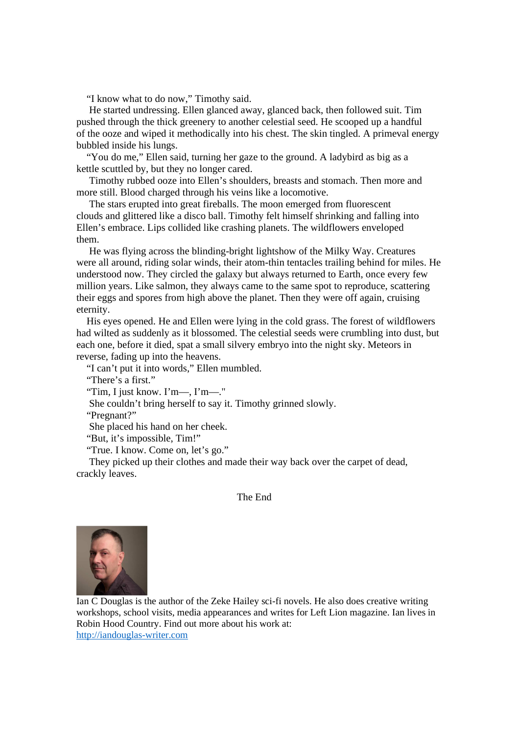"I know what to do now," Timothy said.

He started undressing. Ellen glanced away, glanced back, then followed suit. Tim pushed through the thick greenery to another celestial seed. He scooped up a handful of the ooze and wiped it methodically into his chest. The skin tingled. A primeval energy bubbled inside his lungs.

"You do me," Ellen said, turning her gaze to the ground. A ladybird as big as a kettle scuttled by, but they no longer cared.

Timothy rubbed ooze into Ellen's shoulders, breasts and stomach. Then more and more still. Blood charged through his veins like a locomotive.

The stars erupted into great fireballs. The moon emerged from fluorescent clouds and glittered like a disco ball. Timothy felt himself shrinking and falling into Ellen's embrace. Lips collided like crashing planets. The wildflowers enveloped them.

He was flying across the blinding-bright lightshow of the Milky Way. Creatures were all around, riding solar winds, their atom-thin tentacles trailing behind for miles. He understood now. They circled the galaxy but always returned to Earth, once every few million years. Like salmon, they always came to the same spot to reproduce, scattering their eggs and spores from high above the planet. Then they were off again, cruising eternity.

His eyes opened. He and Ellen were lying in the cold grass. The forest of wildflowers had wilted as suddenly as it blossomed. The celestial seeds were crumbling into dust, but each one, before it died, spat a small silvery embryo into the night sky. Meteors in reverse, fading up into the heavens.

"I can't put it into words," Ellen mumbled.

"There's a first."

"Tim, I just know. I'm—, I'm—."

She couldn't bring herself to say it. Timothy grinned slowly.

"Pregnant?"

She placed his hand on her cheek.

"But, it's impossible, Tim!"

"True. I know. Come on, let's go."

They picked up their clothes and made their way back over the carpet of dead, crackly leaves.

The End

Ian C Douglas is the author of the Zeke Hailey sci-fi novels. He also does creative writing workshops, school visits, media appearances and writes for Left Lion magazine. Ian lives in Robin Hood Country. Find out more about his work at:
[http://iandouglas-writer.com](http://iandouglas-writer.com)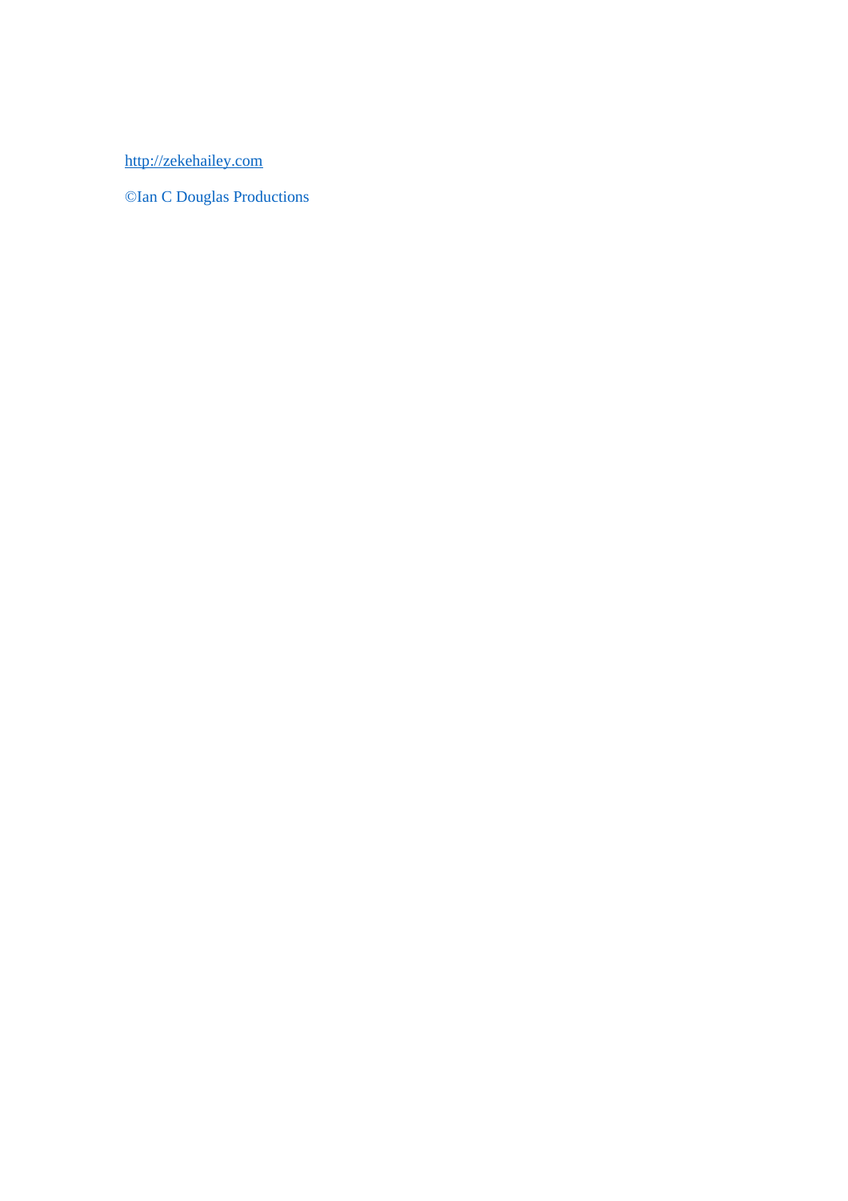[http://zekehailey.com](http://zekehailey.com)

©Ian C Douglas Productions